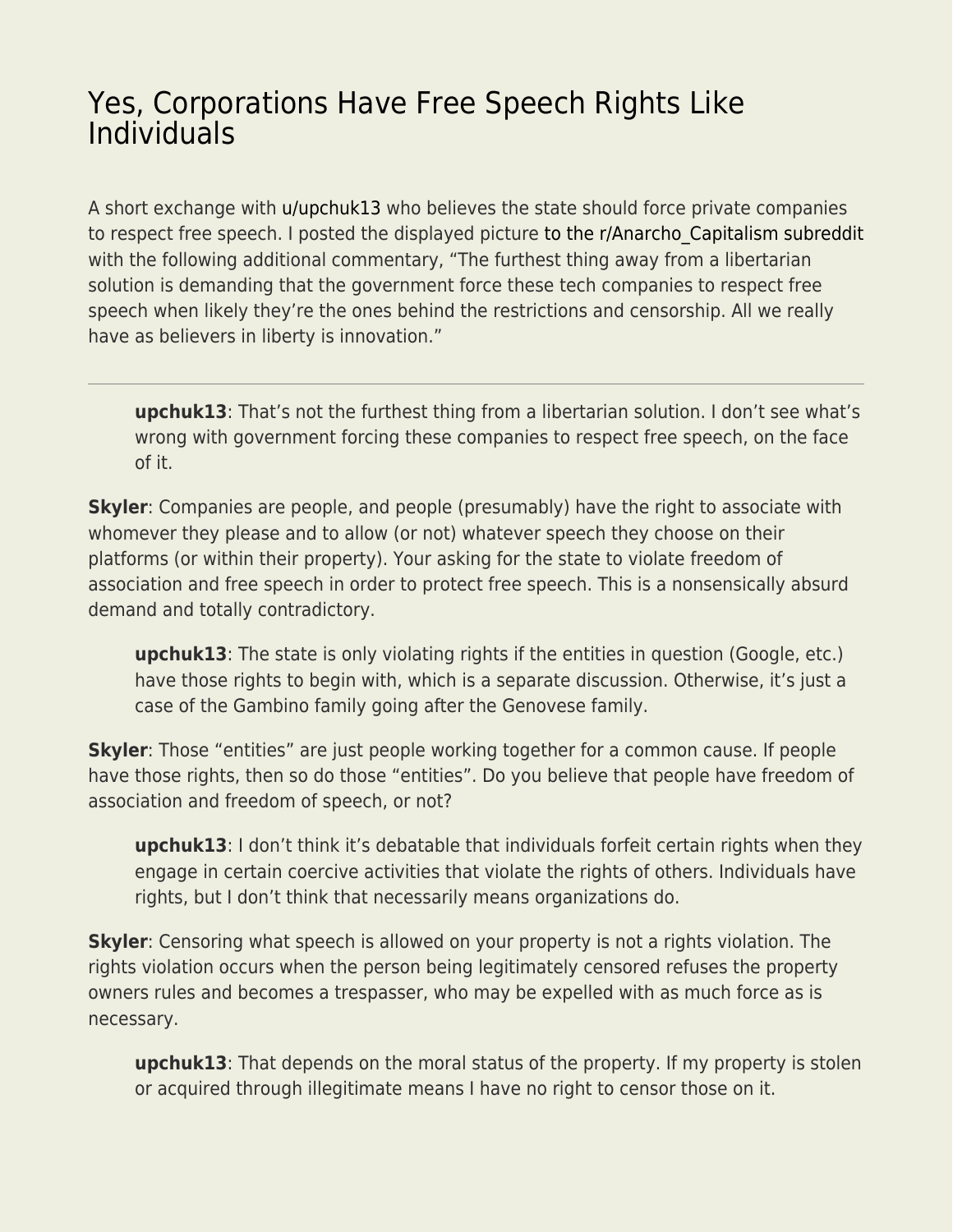# Yes, Corporations Have Free Speech Rights Like Individuals

A short exchange with u/upchuk13 who believes the state should force private companies to respect free speech. I posted the displayed picture to the r/Anarcho_Capitalism subreddit with the following additional commentary, "The furthest thing away from a libertarian solution is demanding that the government force these tech companies to respect free speech when likely they're the ones behind the restrictions and censorship. All we really have as believers in liberty is innovation."

---

> **upchuk13**: That's not the furthest thing from a libertarian solution. I don't see what's wrong with government forcing these companies to respect free speech, on the face of it.

**Skyler**: Companies are people, and people (presumably) have the right to associate with whomever they please and to allow (or not) whatever speech they choose on their platforms (or within their property). Your asking for the state to violate freedom of association and free speech in order to protect free speech. This is a nonsensically absurd demand and totally contradictory.

> **upchuk13**: The state is only violating rights if the entities in question (Google, etc.) have those rights to begin with, which is a separate discussion. Otherwise, it's just a case of the Gambino family going after the Genovese family.

**Skyler**: Those "entities" are just people working together for a common cause. If people have those rights, then so do those "entities". Do you believe that people have freedom of association and freedom of speech, or not?

> **upchuk13**: I don't think it's debatable that individuals forfeit certain rights when they engage in certain coercive activities that violate the rights of others. Individuals have rights, but I don't think that necessarily means organizations do.

**Skyler**: Censoring what speech is allowed on your property is not a rights violation. The rights violation occurs when the person being legitimately censored refuses the property owners rules and becomes a trespasser, who may be expelled with as much force as is necessary.

> **upchuk13**: That depends on the moral status of the property. If my property is stolen or acquired through illegitimate means I have no right to censor those on it.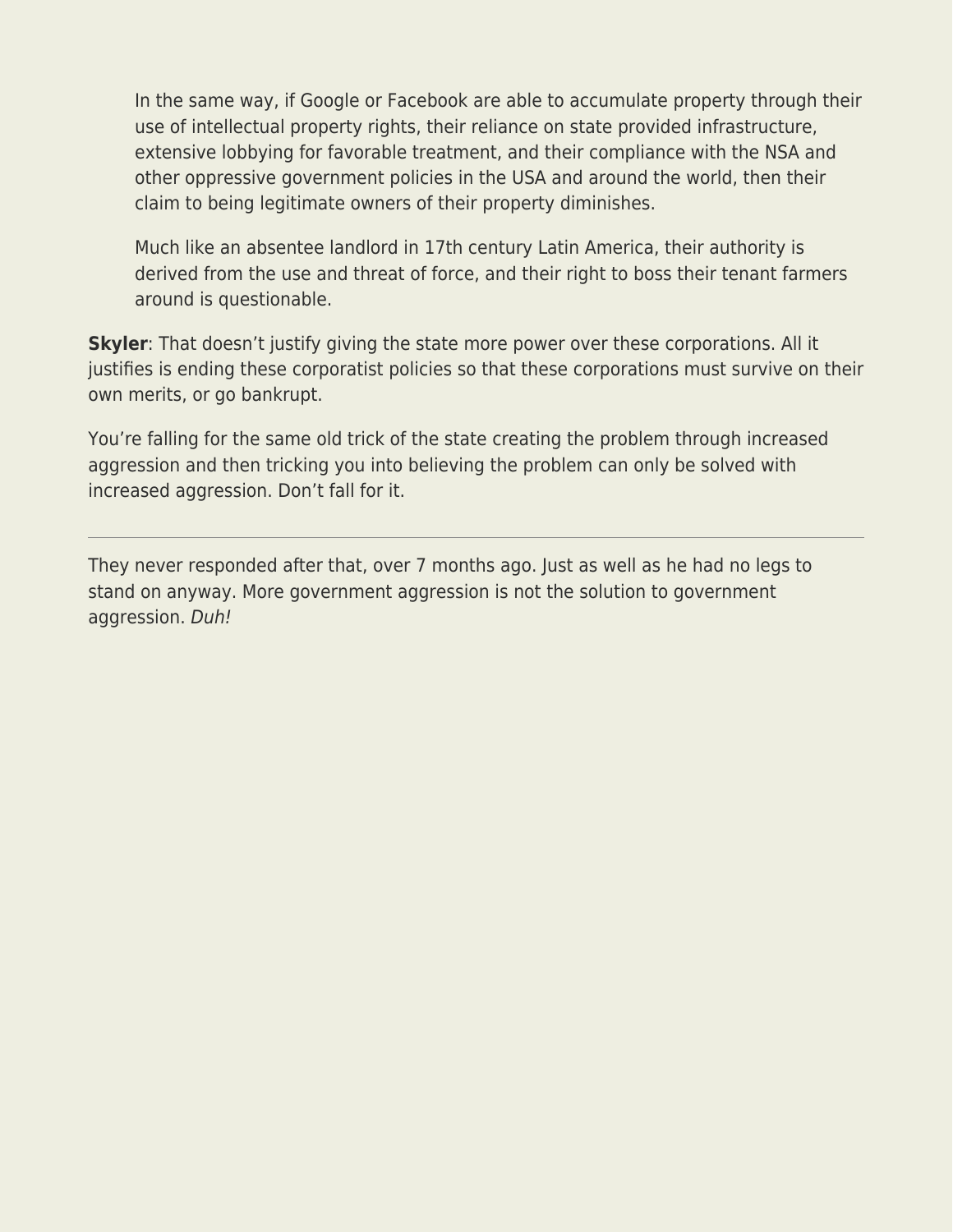> In the same way, if Google or Facebook are able to accumulate property through their use of intellectual property rights, their reliance on state provided infrastructure, extensive lobbying for favorable treatment, and their compliance with the NSA and other oppressive government policies in the USA and around the world, then their claim to being legitimate owners of their property diminishes.
>
> Much like an absentee landlord in 17th century Latin America, their authority is derived from the use and threat of force, and their right to boss their tenant farmers around is questionable.

**Skyler**: That doesn't justify giving the state more power over these corporations. All it justifies is ending these corporatist policies so that these corporations must survive on their own merits, or go bankrupt.

You're falling for the same old trick of the state creating the problem through increased aggression and then tricking you into believing the problem can only be solved with increased aggression. Don't fall for it.

---

They never responded after that, over 7 months ago. Just as well as he had no legs to stand on anyway. More government aggression is not the solution to government aggression. *Duh!*